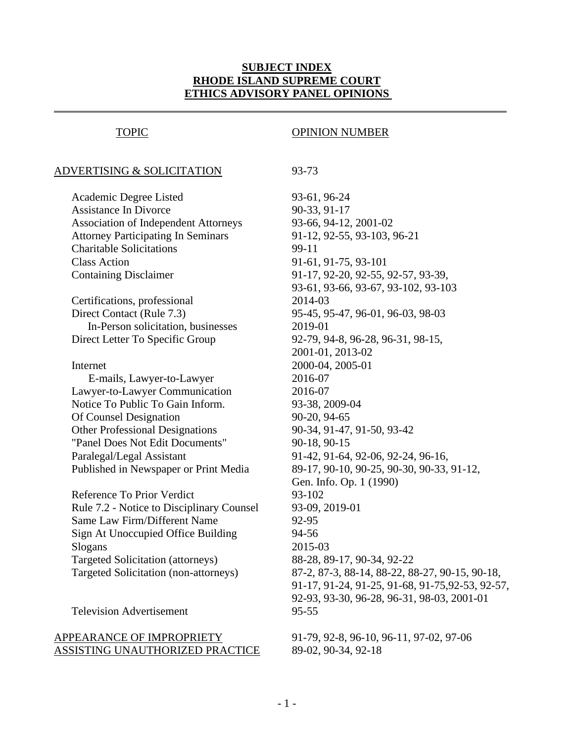# SUBJECT INDEX
# RHODE ISLAND SUPREME COURT
# ETHICS ADVISORY PANEL OPINIONS

| TOPIC | OPINION NUMBER |
|---|---|
| ADVERTISING & SOLICITATION | 93-73 |
| Academic Degree Listed | 93-61, 96-24 |
| Assistance In Divorce | 90-33, 91-17 |
| Association of Independent Attorneys | 93-66, 94-12, 2001-02 |
| Attorney Participating In Seminars | 91-12, 92-55, 93-103, 96-21 |
| Charitable Solicitations | 99-11 |
| Class Action | 91-61, 91-75, 93-101 |
| Containing Disclaimer | 91-17, 92-20, 92-55, 92-57, 93-39, 93-61, 93-66, 93-67, 93-102, 93-103 |
| Certifications, professional | 2014-03 |
| Direct Contact (Rule 7.3) | 95-45, 95-47, 96-01, 96-03, 98-03 |
| In-Person solicitation, businesses | 2019-01 |
| Direct Letter To Specific Group | 92-79, 94-8, 96-28, 96-31, 98-15, 2001-01, 2013-02 |
| Internet | 2000-04, 2005-01 |
| E-mails, Lawyer-to-Lawyer | 2016-07 |
| Lawyer-to-Lawyer Communication | 2016-07 |
| Notice To Public To Gain Inform. | 93-38, 2009-04 |
| Of Counsel Designation | 90-20, 94-65 |
| Other Professional Designations | 90-34, 91-47, 91-50, 93-42 |
| "Panel Does Not Edit Documents" | 90-18, 90-15 |
| Paralegal/Legal Assistant | 91-42, 91-64, 92-06, 92-24, 96-16, |
| Published in Newspaper or Print Media | 89-17, 90-10, 90-25, 90-30, 90-33, 91-12, Gen. Info. Op. 1 (1990) |
| Reference To Prior Verdict | 93-102 |
| Rule 7.2 - Notice to Disciplinary Counsel | 93-09, 2019-01 |
| Same Law Firm/Different Name | 92-95 |
| Sign At Unoccupied Office Building | 94-56 |
| Slogans | 2015-03 |
| Targeted Solicitation (attorneys) | 88-28, 89-17, 90-34, 92-22 |
| Targeted Solicitation (non-attorneys) | 87-2, 87-3, 88-14, 88-22, 88-27, 90-15, 90-18, 91-17, 91-24, 91-25, 91-68, 91-75,92-53, 92-57, 92-93, 93-30, 96-28, 96-31, 98-03, 2001-01 |
| Television Advertisement | 95-55 |
| APPEARANCE OF IMPROPRIETY | 91-79, 92-8, 96-10, 96-11, 97-02, 97-06 |
| ASSISTING UNAUTHORIZED PRACTICE | 89-02, 90-34, 92-18 |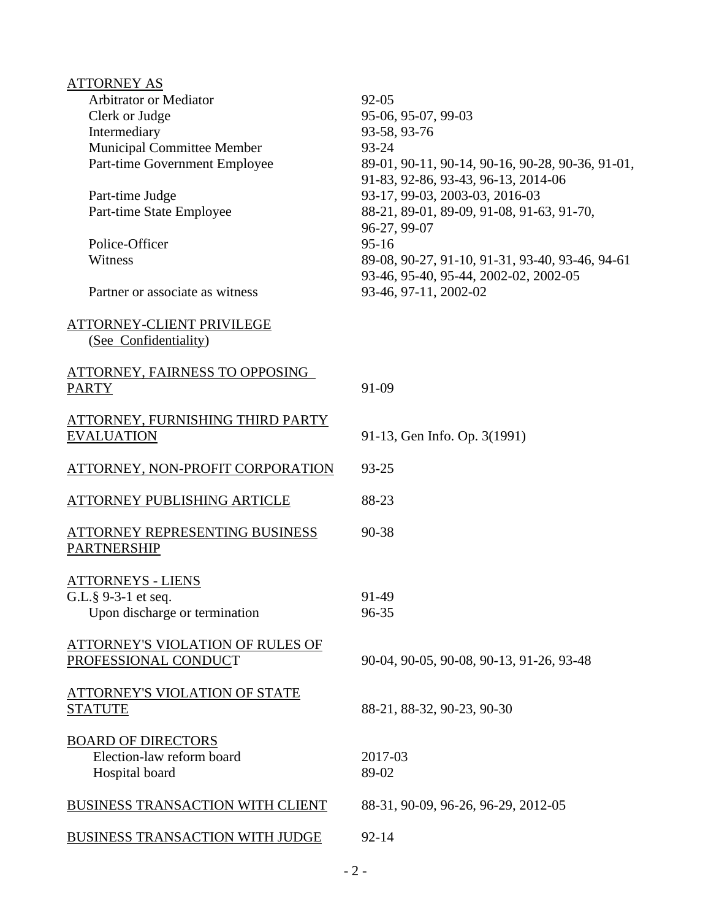ATTORNEY AS

| | |
|---|---|
| Arbitrator or Mediator | 92-05 |
| Clerk or Judge | 95-06, 95-07, 99-03 |
| Intermediary | 93-58, 93-76 |
| Municipal Committee Member | 93-24 |
| Part-time Government Employee | 89-01, 90-11, 90-14, 90-16, 90-28, 90-36, 91-01, 91-83, 92-86, 93-43, 96-13, 2014-06 |
| Part-time Judge | 93-17, 99-03, 2003-03, 2016-03 |
| Part-time State Employee | 88-21, 89-01, 89-09, 91-08, 91-63, 91-70, 96-27, 99-07 |
| Police-Officer | 95-16 |
| Witness | 89-08, 90-27, 91-10, 91-31, 93-40, 93-46, 94-61 93-46, 95-40, 95-44, 2002-02, 2002-05 |
| Partner or associate as witness | 93-46, 97-11, 2002-02 |

ATTORNEY-CLIENT PRIVILEGE
(See Confidentiality)

| | |
|---|---|
| ATTORNEY, FAIRNESS TO OPPOSING PARTY | 91-09 |
| ATTORNEY, FURNISHING THIRD PARTY EVALUATION | 91-13, Gen Info. Op. 3(1991) |
| ATTORNEY, NON-PROFIT CORPORATION | 93-25 |
| ATTORNEY PUBLISHING ARTICLE | 88-23 |
| ATTORNEY REPRESENTING BUSINESS PARTNERSHIP | 90-38 |

ATTORNEYS - LIENS

| | |
|---|---|
| G.L.§ 9-3-1 et seq. | 91-49 |
| Upon discharge or termination | 96-35 |

| | |
|---|---|
| ATTORNEY'S VIOLATION OF RULES OF PROFESSIONAL CONDUCT | 90-04, 90-05, 90-08, 90-13, 91-26, 93-48 |
| ATTORNEY'S VIOLATION OF STATE STATUTE | 88-21, 88-32, 90-23, 90-30 |

BOARD OF DIRECTORS

| | |
|---|---|
| Election-law reform board | 2017-03 |
| Hospital board | 89-02 |

| | |
|---|---|
| BUSINESS TRANSACTION WITH CLIENT | 88-31, 90-09, 96-26, 96-29, 2012-05 |
| BUSINESS TRANSACTION WITH JUDGE | 92-14 |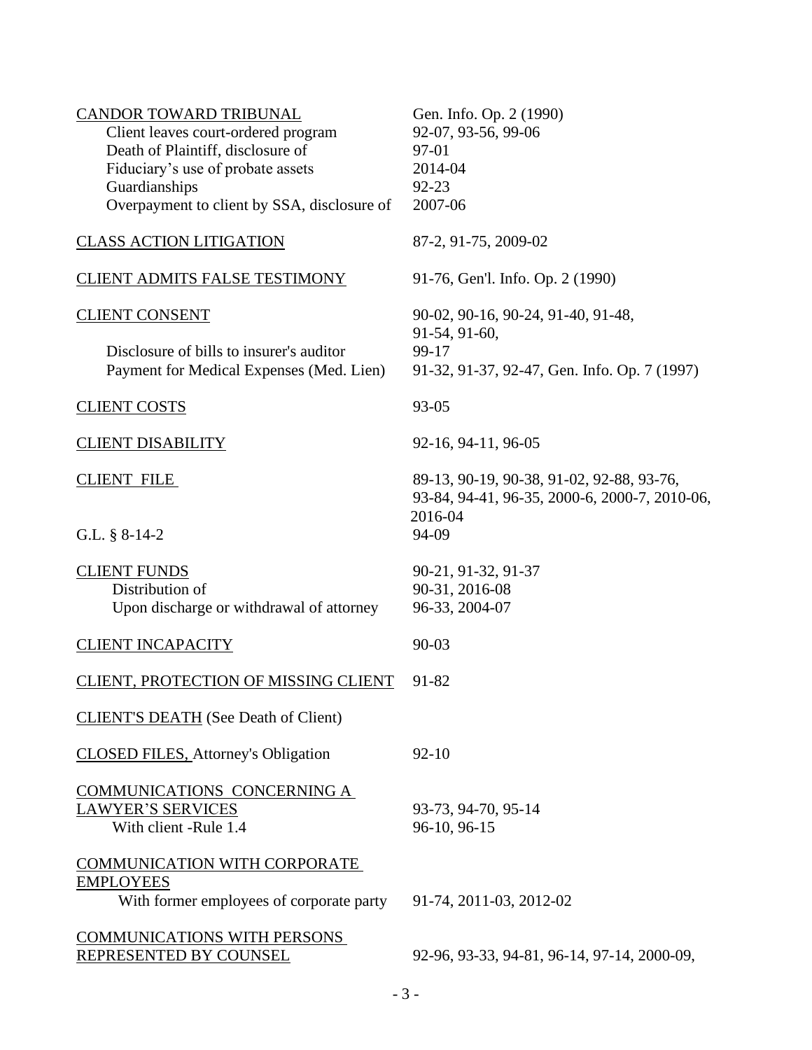| | |
|---|---|
| <u>CANDOR TOWARD TRIBUNAL</u> | Gen. Info. Op. 2 (1990) |
| Client leaves court-ordered program | 92-07, 93-56, 99-06 |
| Death of Plaintiff, disclosure of | 97-01 |
| Fiduciary's use of probate assets | 2014-04 |
| Guardianships | 92-23 |
| Overpayment to client by SSA, disclosure of | 2007-06 |
| <u>CLASS ACTION LITIGATION</u> | 87-2, 91-75, 2009-02 |
| <u>CLIENT ADMITS FALSE TESTIMONY</u> | 91-76, Gen'l. Info. Op. 2 (1990) |
| <u>CLIENT CONSENT</u> | 90-02, 90-16, 90-24, 91-40, 91-48, 91-54, 91-60, |
| Disclosure of bills to insurer's auditor | 99-17 |
| Payment for Medical Expenses (Med. Lien) | 91-32, 91-37, 92-47, Gen. Info. Op. 7 (1997) |
| <u>CLIENT COSTS</u> | 93-05 |
| <u>CLIENT DISABILITY</u> | 92-16, 94-11, 96-05 |
| <u>CLIENT FILE</u> | 89-13, 90-19, 90-38, 91-02, 92-88, 93-76, 93-84, 94-41, 96-35, 2000-6, 2000-7, 2010-06, 2016-04 |
| G.L. § 8-14-2 | 94-09 |
| <u>CLIENT FUNDS</u> | 90-21, 91-32, 91-37 |
| Distribution of | 90-31, 2016-08 |
| Upon discharge or withdrawal of attorney | 96-33, 2004-07 |
| <u>CLIENT INCAPACITY</u> | 90-03 |
| <u>CLIENT, PROTECTION OF MISSING CLIENT</u> | 91-82 |
| <u>CLIENT'S DEATH</u> (See Death of Client) | |
| <u>CLOSED FILES,</u> Attorney's Obligation | 92-10 |
| <u>COMMUNICATIONS CONCERNING A LAWYER'S SERVICES</u> | 93-73, 94-70, 95-14 |
| With client -Rule 1.4 | 96-10, 96-15 |
| <u>COMMUNICATION WITH CORPORATE EMPLOYEES</u> | |
| With former employees of corporate party | 91-74, 2011-03, 2012-02 |
| <u>COMMUNICATIONS WITH PERSONS REPRESENTED BY COUNSEL</u> | 92-96, 93-33, 94-81, 96-14, 97-14, 2000-09, |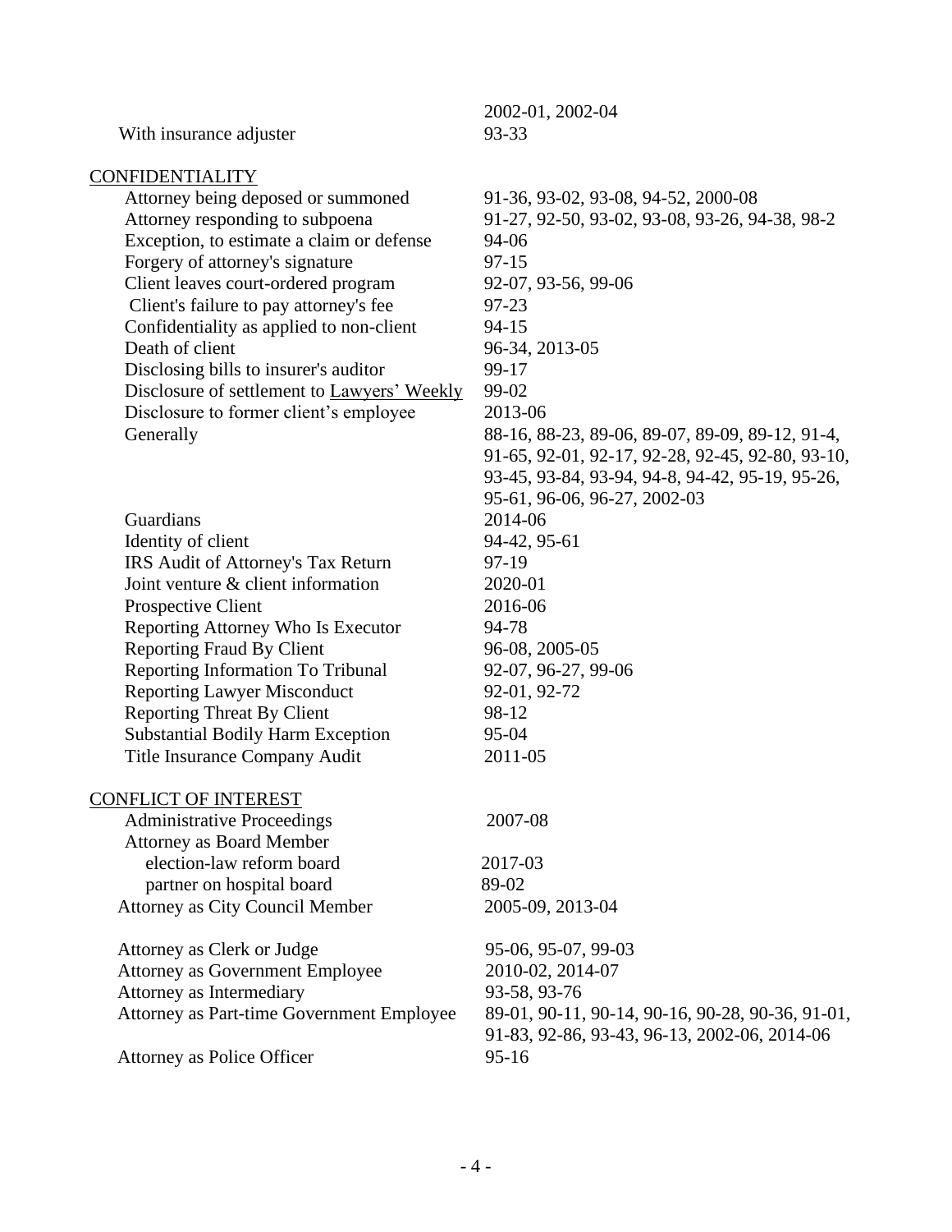| | |
|---|---|
| | 2002-01, 2002-04 |
| With insurance adjuster | 93-33 |

<u>CONFIDENTIALITY</u>

| | |
|---|---|
| Attorney being deposed or summoned | 91-36, 93-02, 93-08, 94-52, 2000-08 |
| Attorney responding to subpoena | 91-27, 92-50, 93-02, 93-08, 93-26, 94-38, 98-2 |
| Exception, to estimate a claim or defense | 94-06 |
| Forgery of attorney's signature | 97-15 |
| Client leaves court-ordered program | 92-07, 93-56, 99-06 |
| Client's failure to pay attorney's fee | 97-23 |
| Confidentiality as applied to non-client | 94-15 |
| Death of client | 96-34, 2013-05 |
| Disclosing bills to insurer's auditor | 99-17 |
| Disclosure of settlement to <u>Lawyers' Weekly</u> | 99-02 |
| Disclosure to former client's employee | 2013-06 |
| Generally | 88-16, 88-23, 89-06, 89-07, 89-09, 89-12, 91-4, 91-65, 92-01, 92-17, 92-28, 92-45, 92-80, 93-10, 93-45, 93-84, 93-94, 94-8, 94-42, 95-19, 95-26, 95-61, 96-06, 96-27, 2002-03 |
| Guardians | 2014-06 |
| Identity of client | 94-42, 95-61 |
| IRS Audit of Attorney's Tax Return | 97-19 |
| Joint venture & client information | 2020-01 |
| Prospective Client | 2016-06 |
| Reporting Attorney Who Is Executor | 94-78 |
| Reporting Fraud By Client | 96-08, 2005-05 |
| Reporting Information To Tribunal | 92-07, 96-27, 99-06 |
| Reporting Lawyer Misconduct | 92-01, 92-72 |
| Reporting Threat By Client | 98-12 |
| Substantial Bodily Harm Exception | 95-04 |
| Title Insurance Company Audit | 2011-05 |

<u>CONFLICT OF INTEREST</u>

| | |
|---|---|
| Administrative Proceedings | 2007-08 |
| Attorney as Board Member | |
| election-law reform board | 2017-03 |
| partner on hospital board | 89-02 |
| Attorney as City Council Member | 2005-09, 2013-04 |
| Attorney as Clerk or Judge | 95-06, 95-07, 99-03 |
| Attorney as Government Employee | 2010-02, 2014-07 |
| Attorney as Intermediary | 93-58, 93-76 |
| Attorney as Part-time Government Employee | 89-01, 90-11, 90-14, 90-16, 90-28, 90-36, 91-01, 91-83, 92-86, 93-43, 96-13, 2002-06, 2014-06 |
| Attorney as Police Officer | 95-16 |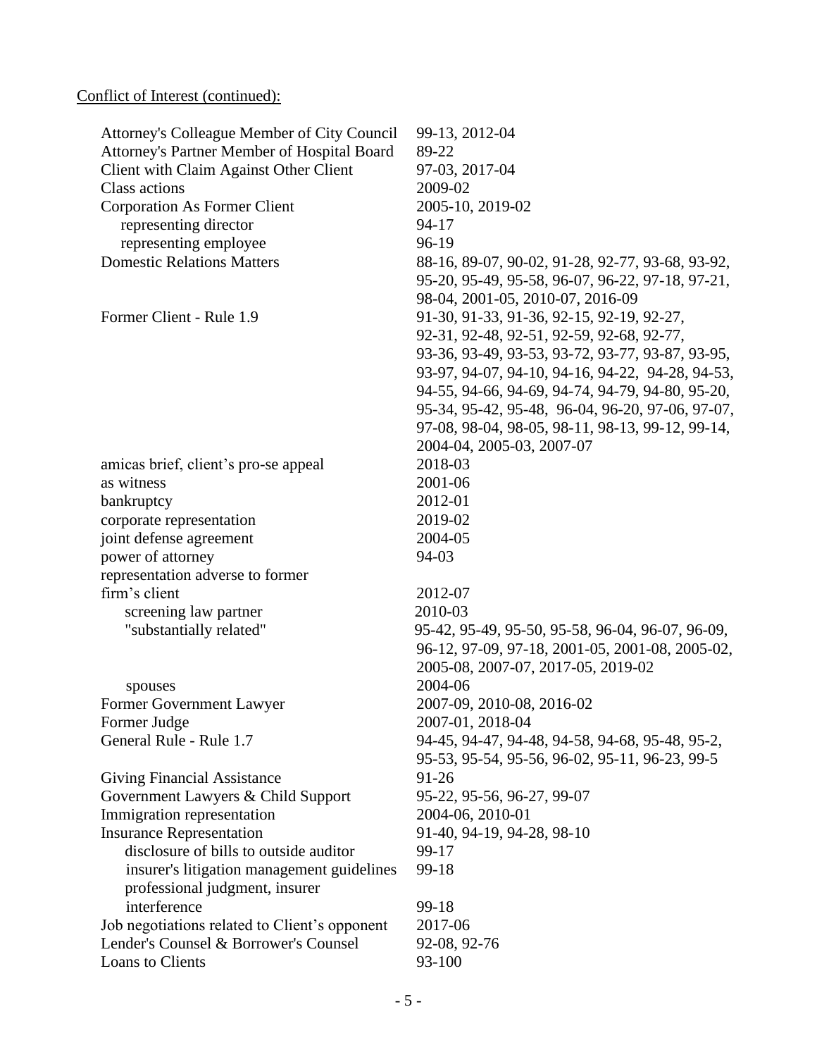Conflict of Interest (continued):

| | |
|---|---|
| Attorney's Colleague Member of City Council | 99-13, 2012-04 |
| Attorney's Partner Member of Hospital Board | 89-22 |
| Client with Claim Against Other Client | 97-03, 2017-04 |
| Class actions | 2009-02 |
| Corporation As Former Client | 2005-10, 2019-02 |
| representing director | 94-17 |
| representing employee | 96-19 |
| Domestic Relations Matters | 88-16, 89-07, 90-02, 91-28, 92-77, 93-68, 93-92, 95-20, 95-49, 95-58, 96-07, 96-22, 97-18, 97-21, 98-04, 2001-05, 2010-07, 2016-09 |
| Former Client - Rule 1.9 | 91-30, 91-33, 91-36, 92-15, 92-19, 92-27, 92-31, 92-48, 92-51, 92-59, 92-68, 92-77, 93-36, 93-49, 93-53, 93-72, 93-77, 93-87, 93-95, 93-97, 94-07, 94-10, 94-16, 94-22, 94-28, 94-53, 94-55, 94-66, 94-69, 94-74, 94-79, 94-80, 95-20, 95-34, 95-42, 95-48, 96-04, 96-20, 97-06, 97-07, 97-08, 98-04, 98-05, 98-11, 98-13, 99-12, 99-14, 2004-04, 2005-03, 2007-07 |
| amicas brief, client's pro-se appeal | 2018-03 |
| as witness | 2001-06 |
| bankruptcy | 2012-01 |
| corporate representation | 2019-02 |
| joint defense agreement | 2004-05 |
| power of attorney | 94-03 |
| representation adverse to former firm's client | 2012-07 |
| screening law partner | 2010-03 |
| "substantially related" | 95-42, 95-49, 95-50, 95-58, 96-04, 96-07, 96-09, 96-12, 97-09, 97-18, 2001-05, 2001-08, 2005-02, 2005-08, 2007-07, 2017-05, 2019-02 |
| spouses | 2004-06 |
| Former Government Lawyer | 2007-09, 2010-08, 2016-02 |
| Former Judge | 2007-01, 2018-04 |
| General Rule - Rule 1.7 | 94-45, 94-47, 94-48, 94-58, 94-68, 95-48, 95-2, 95-53, 95-54, 95-56, 96-02, 95-11, 96-23, 99-5 |
| Giving Financial Assistance | 91-26 |
| Government Lawyers & Child Support | 95-22, 95-56, 96-27, 99-07 |
| Immigration representation | 2004-06, 2010-01 |
| Insurance Representation | 91-40, 94-19, 94-28, 98-10 |
| disclosure of bills to outside auditor | 99-17 |
| insurer's litigation management guidelines | 99-18 |
| professional judgment, insurer interference | 99-18 |
| Job negotiations related to Client's opponent | 2017-06 |
| Lender's Counsel & Borrower's Counsel | 92-08, 92-76 |
| Loans to Clients | 93-100 |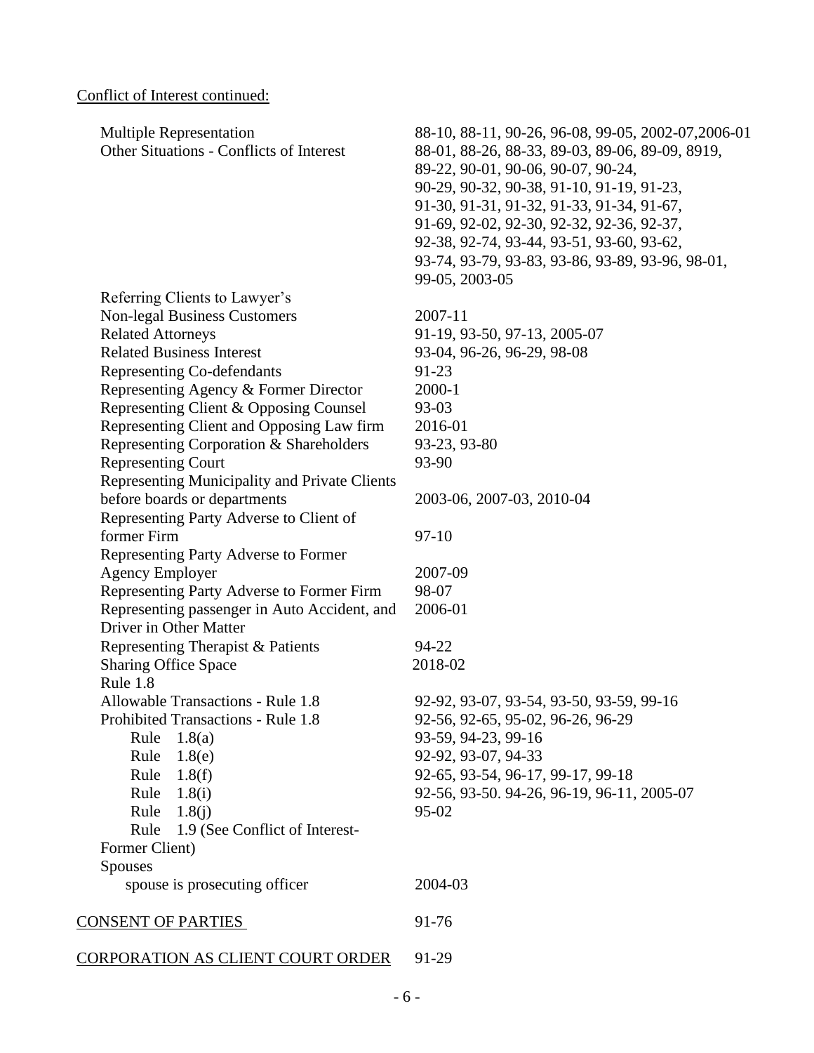Conflict of Interest continued:

| | |
|---|---|
| Multiple Representation | 88-10, 88-11, 90-26, 96-08, 99-05, 2002-07,2006-01 |
| Other Situations - Conflicts of Interest | 88-01, 88-26, 88-33, 89-03, 89-06, 89-09, 8919, 89-22, 90-01, 90-06, 90-07, 90-24, 90-29, 90-32, 90-38, 91-10, 91-19, 91-23, 91-30, 91-31, 91-32, 91-33, 91-34, 91-67, 91-69, 92-02, 92-30, 92-32, 92-36, 92-37, 92-38, 92-74, 93-44, 93-51, 93-60, 93-62, 93-74, 93-79, 93-83, 93-86, 93-89, 93-96, 98-01, 99-05, 2003-05 |
| Referring Clients to Lawyer's Non-legal Business Customers | 2007-11 |
| Related Attorneys | 91-19, 93-50, 97-13, 2005-07 |
| Related Business Interest | 93-04, 96-26, 96-29, 98-08 |
| Representing Co-defendants | 91-23 |
| Representing Agency & Former Director | 2000-1 |
| Representing Client & Opposing Counsel | 93-03 |
| Representing Client and Opposing Law firm | 2016-01 |
| Representing Corporation & Shareholders | 93-23, 93-80 |
| Representing Court | 93-90 |
| Representing Municipality and Private Clients before boards or departments | 2003-06, 2007-03, 2010-04 |
| Representing Party Adverse to Client of former Firm | 97-10 |
| Representing Party Adverse to Former Agency Employer | 2007-09 |
| Representing Party Adverse to Former Firm | 98-07 |
| Representing passenger in Auto Accident, and Driver in Other Matter | 2006-01 |
| Representing Therapist & Patients | 94-22 |
| Sharing Office Space | 2018-02 |
| Rule 1.8 | |
| Allowable Transactions - Rule 1.8 | 92-92, 93-07, 93-54, 93-50, 93-59, 99-16 |
| Prohibited Transactions - Rule 1.8 | 92-56, 92-65, 95-02, 96-26, 96-29 |
| Rule 1.8(a) | 93-59, 94-23, 99-16 |
| Rule 1.8(e) | 92-92, 93-07, 94-33 |
| Rule 1.8(f) | 92-65, 93-54, 96-17, 99-17, 99-18 |
| Rule 1.8(i) | 92-56, 93-50. 94-26, 96-19, 96-11, 2005-07 |
| Rule 1.8(j) | 95-02 |
| Rule 1.9 (See Conflict of Interest-Former Client) | |
| Spouses | |
| spouse is prosecuting officer | 2004-03 |

<u>CONSENT OF PARTIES</u> 91-76

<u>CORPORATION AS CLIENT COURT ORDER</u> 91-29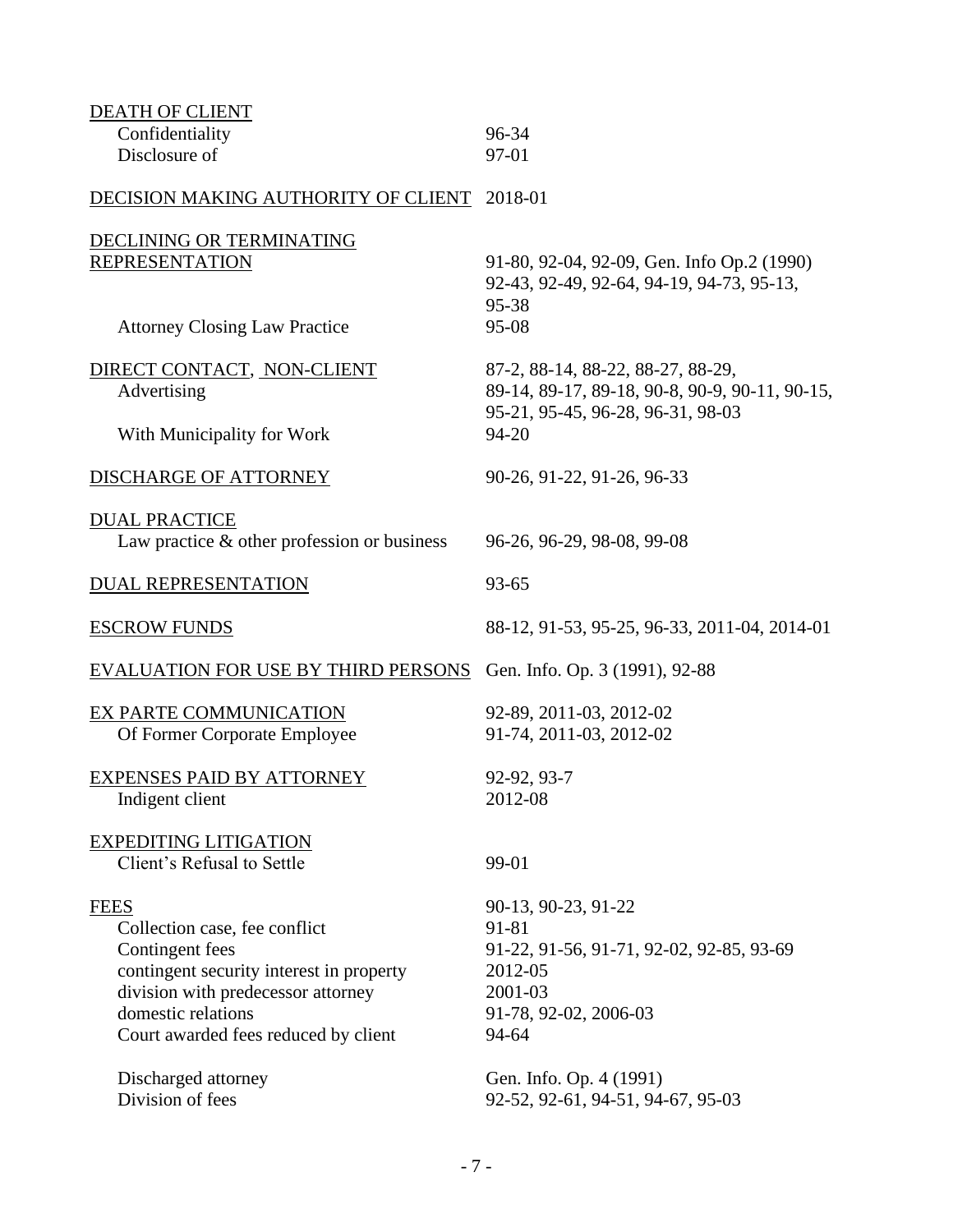| | |
|---|---|
| <u>DEATH OF CLIENT</u> | |
| Confidentiality | 96-34 |
| Disclosure of | 97-01 |
| <u>DECISION MAKING AUTHORITY OF CLIENT</u> | 2018-01 |
| <u>DECLINING OR TERMINATING REPRESENTATION</u> | 91-80, 92-04, 92-09, Gen. Info Op.2 (1990) 92-43, 92-49, 92-64, 94-19, 94-73, 95-13, 95-38 |
| Attorney Closing Law Practice | 95-08 |
| <u>DIRECT CONTACT, NON-CLIENT</u> | 87-2, 88-14, 88-22, 88-27, 88-29, |
| Advertising | 89-14, 89-17, 89-18, 90-8, 90-9, 90-11, 90-15, 95-21, 95-45, 96-28, 96-31, 98-03 |
| With Municipality for Work | 94-20 |
| <u>DISCHARGE OF ATTORNEY</u> | 90-26, 91-22, 91-26, 96-33 |
| <u>DUAL PRACTICE</u> | |
| Law practice & other profession or business | 96-26, 96-29, 98-08, 99-08 |
| <u>DUAL REPRESENTATION</u> | 93-65 |
| <u>ESCROW FUNDS</u> | 88-12, 91-53, 95-25, 96-33, 2011-04, 2014-01 |
| <u>EVALUATION FOR USE BY THIRD PERSONS</u> | Gen. Info. Op. 3 (1991), 92-88 |
| <u>EX PARTE COMMUNICATION</u> | 92-89, 2011-03, 2012-02 |
| Of Former Corporate Employee | 91-74, 2011-03, 2012-02 |
| <u>EXPENSES PAID BY ATTORNEY</u> | 92-92, 93-7 |
| Indigent client | 2012-08 |
| <u>EXPEDITING LITIGATION</u> | |
| Client's Refusal to Settle | 99-01 |
| <u>FEES</u> | 90-13, 90-23, 91-22 |
| Collection case, fee conflict | 91-81 |
| Contingent fees | 91-22, 91-56, 91-71, 92-02, 92-85, 93-69 |
| contingent security interest in property | 2012-05 |
| division with predecessor attorney | 2001-03 |
| domestic relations | 91-78, 92-02, 2006-03 |
| Court awarded fees reduced by client | 94-64 |
| Discharged attorney | Gen. Info. Op. 4 (1991) |
| Division of fees | 92-52, 92-61, 94-51, 94-67, 95-03 |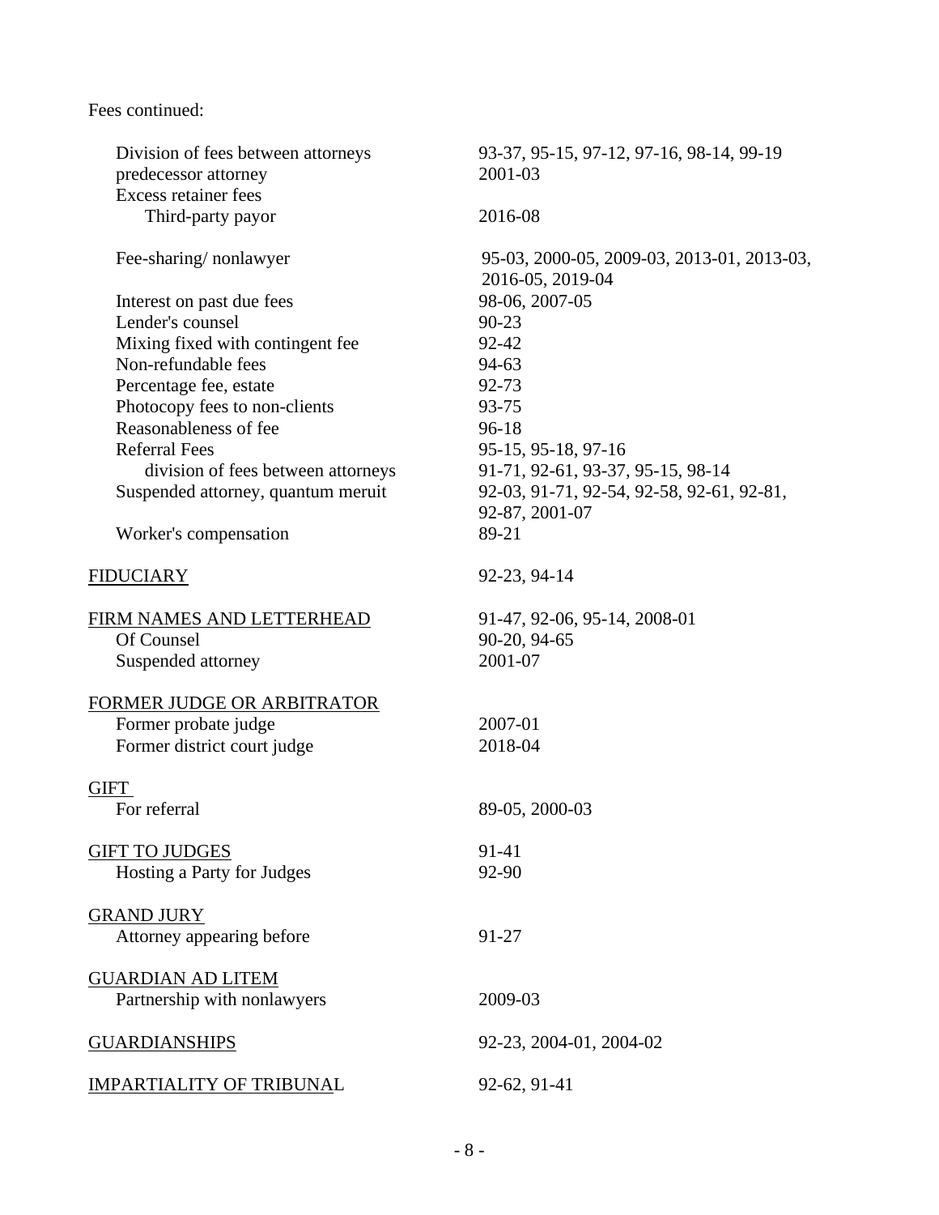Fees continued:

| | |
|---|---|
| Division of fees between attorneys | 93-37, 95-15, 97-12, 97-16, 98-14, 99-19 |
| predecessor attorney | 2001-03 |
| Excess retainer fees | |
| Third-party payor | 2016-08 |
| Fee-sharing/ nonlawyer | 95-03, 2000-05, 2009-03, 2013-01, 2013-03, 2016-05, 2019-04 |
| Interest on past due fees | 98-06, 2007-05 |
| Lender's counsel | 90-23 |
| Mixing fixed with contingent fee | 92-42 |
| Non-refundable fees | 94-63 |
| Percentage fee, estate | 92-73 |
| Photocopy fees to non-clients | 93-75 |
| Reasonableness of fee | 96-18 |
| Referral Fees | 95-15, 95-18, 97-16 |
| division of fees between attorneys | 91-71, 92-61, 93-37, 95-15, 98-14 |
| Suspended attorney, quantum meruit | 92-03, 91-71, 92-54, 92-58, 92-61, 92-81, 92-87, 2001-07 |
| Worker's compensation | 89-21 |

| | |
|---|---|
| FIDUCIARY | 92-23, 94-14 |
| FIRM NAMES AND LETTERHEAD | 91-47, 92-06, 95-14, 2008-01 |
| Of Counsel | 90-20, 94-65 |
| Suspended attorney | 2001-07 |
| FORMER JUDGE OR ARBITRATOR | |
| Former probate judge | 2007-01 |
| Former district court judge | 2018-04 |
| GIFT | |
| For referral | 89-05, 2000-03 |
| GIFT TO JUDGES | 91-41 |
| Hosting a Party for Judges | 92-90 |
| GRAND JURY | |
| Attorney appearing before | 91-27 |
| GUARDIAN AD LITEM | |
| Partnership with nonlawyers | 2009-03 |
| GUARDIANSHIPS | 92-23, 2004-01, 2004-02 |
| IMPARTIALITY OF TRIBUNAL | 92-62, 91-41 |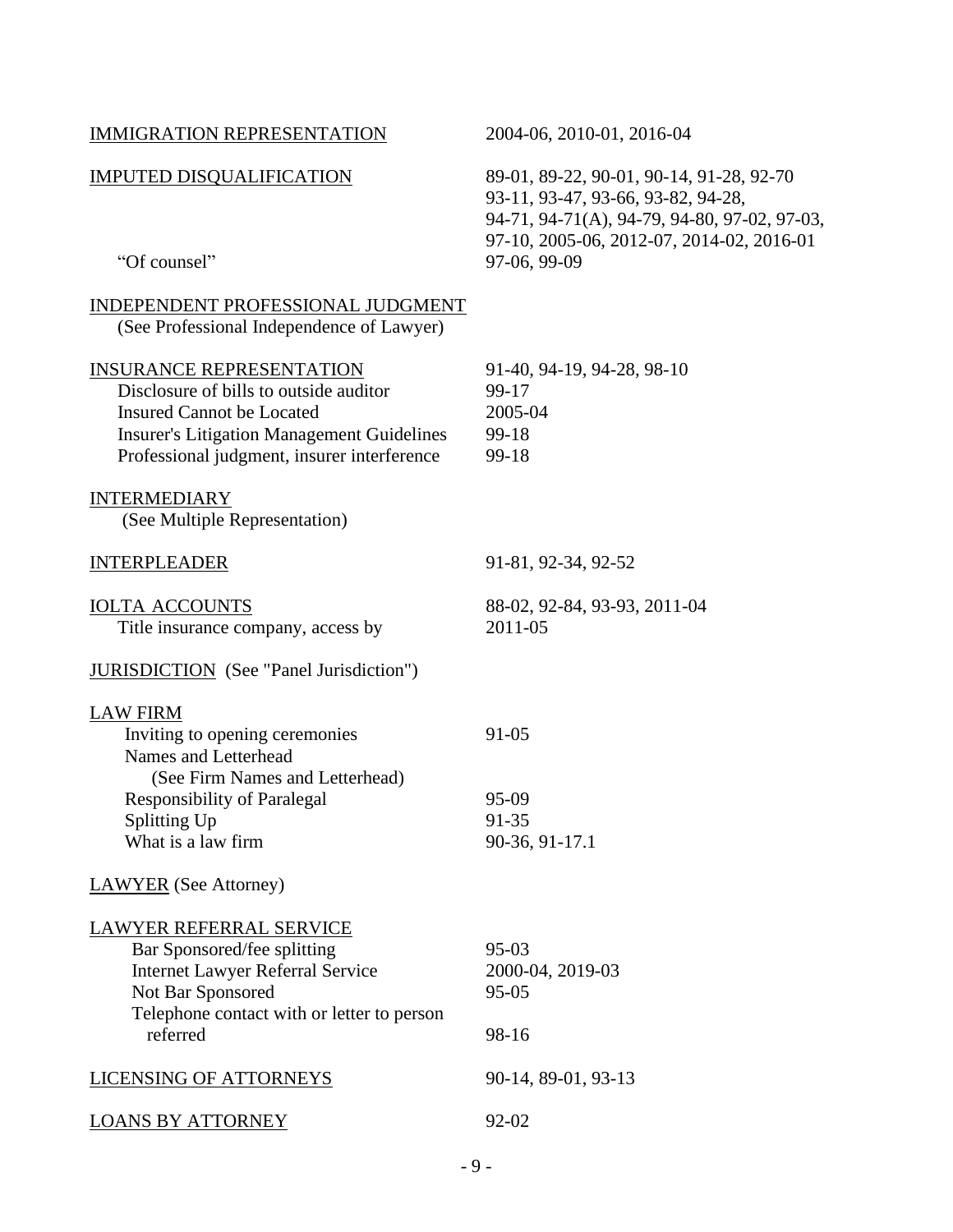| | |
|---|---|
| <u>IMMIGRATION REPRESENTATION</u> | 2004-06, 2010-01, 2016-04 |
| <u>IMPUTED DISQUALIFICATION</u> | 89-01, 89-22, 90-01, 90-14, 91-28, 92-70 93-11, 93-47, 93-66, 93-82, 94-28, 94-71, 94-71(A), 94-79, 94-80, 97-02, 97-03, 97-10, 2005-06, 2012-07, 2014-02, 2016-01 |
| "Of counsel" | 97-06, 99-09 |
| <u>INDEPENDENT PROFESSIONAL JUDGMENT</u> (See Professional Independence of Lawyer) | |
| <u>INSURANCE REPRESENTATION</u> | 91-40, 94-19, 94-28, 98-10 |
| Disclosure of bills to outside auditor | 99-17 |
| Insured Cannot be Located | 2005-04 |
| Insurer's Litigation Management Guidelines | 99-18 |
| Professional judgment, insurer interference | 99-18 |
| <u>INTERMEDIARY</u> (See Multiple Representation) | |
| <u>INTERPLEADER</u> | 91-81, 92-34, 92-52 |
| <u>IOLTA ACCOUNTS</u> | 88-02, 92-84, 93-93, 2011-04 |
| Title insurance company, access by | 2011-05 |
| <u>JURISDICTION</u> (See "Panel Jurisdiction") | |
| <u>LAW FIRM</u> | |
| Inviting to opening ceremonies | 91-05 |
| Names and Letterhead (See Firm Names and Letterhead) | |
| Responsibility of Paralegal | 95-09 |
| Splitting Up | 91-35 |
| What is a law firm | 90-36, 91-17.1 |
| <u>LAWYER</u> (See Attorney) | |
| <u>LAWYER REFERRAL SERVICE</u> | |
| Bar Sponsored/fee splitting | 95-03 |
| Internet Lawyer Referral Service | 2000-04, 2019-03 |
| Not Bar Sponsored | 95-05 |
| Telephone contact with or letter to person referred | 98-16 |
| <u>LICENSING OF ATTORNEYS</u> | 90-14, 89-01, 93-13 |
| <u>LOANS BY ATTORNEY</u> | 92-02 |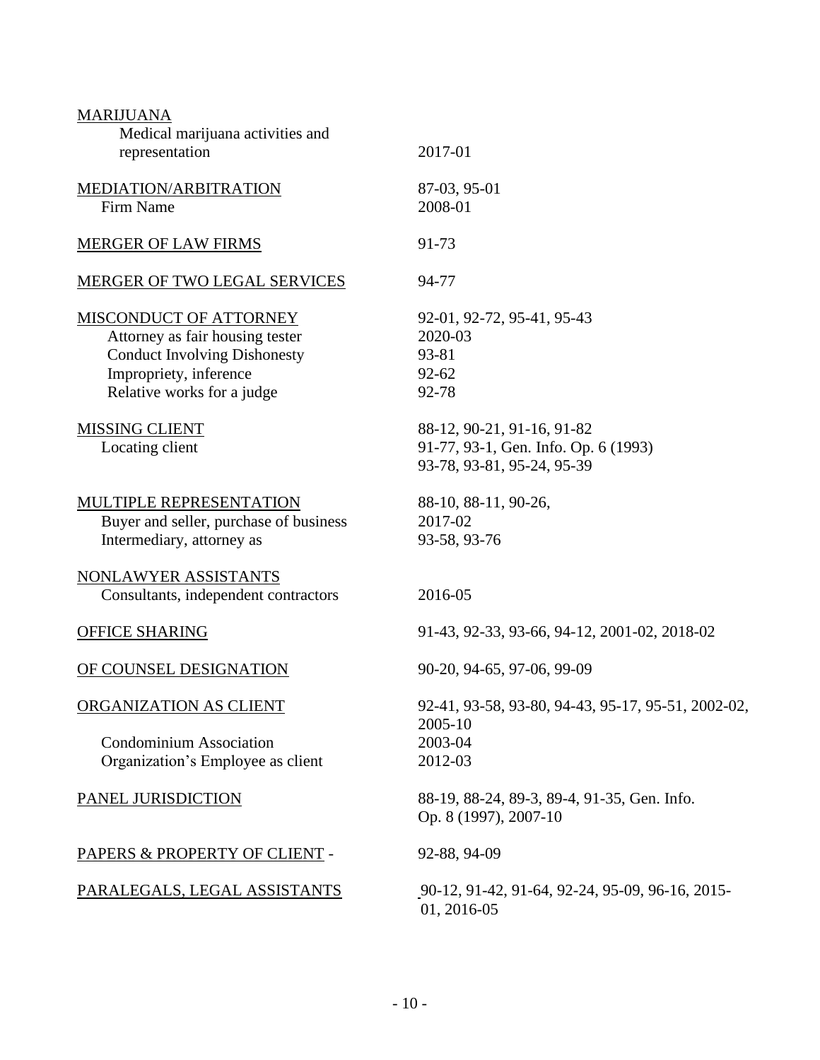| Topic | Opinions |
|---|---|
| MARIJUANA | |
| Medical marijuana activities and representation | 2017-01 |
| MEDIATION/ARBITRATION | 87-03, 95-01 |
| Firm Name | 2008-01 |
| MERGER OF LAW FIRMS | 91-73 |
| MERGER OF TWO LEGAL SERVICES | 94-77 |
| MISCONDUCT OF ATTORNEY | 92-01, 92-72, 95-41, 95-43 |
| Attorney as fair housing tester | 2020-03 |
| Conduct Involving Dishonesty | 93-81 |
| Impropriety, inference | 92-62 |
| Relative works for a judge | 92-78 |
| MISSING CLIENT | 88-12, 90-21, 91-16, 91-82 |
| Locating client | 91-77, 93-1, Gen. Info. Op. 6 (1993) 93-78, 93-81, 95-24, 95-39 |
| MULTIPLE REPRESENTATION | 88-10, 88-11, 90-26, |
| Buyer and seller, purchase of business | 2017-02 |
| Intermediary, attorney as | 93-58, 93-76 |
| NONLAWYER ASSISTANTS | |
| Consultants, independent contractors | 2016-05 |
| OFFICE SHARING | 91-43, 92-33, 93-66, 94-12, 2001-02, 2018-02 |
| OF COUNSEL DESIGNATION | 90-20, 94-65, 97-06, 99-09 |
| ORGANIZATION AS CLIENT | 92-41, 93-58, 93-80, 94-43, 95-17, 95-51, 2002-02, 2005-10 |
| Condominium Association | 2003-04 |
| Organization's Employee as client | 2012-03 |
| PANEL JURISDICTION | 88-19, 88-24, 89-3, 89-4, 91-35, Gen. Info. Op. 8 (1997), 2007-10 |
| PAPERS & PROPERTY OF CLIENT - | 92-88, 94-09 |
| PARALEGALS, LEGAL ASSISTANTS | 90-12, 91-42, 91-64, 92-24, 95-09, 96-16, 2015-01, 2016-05 |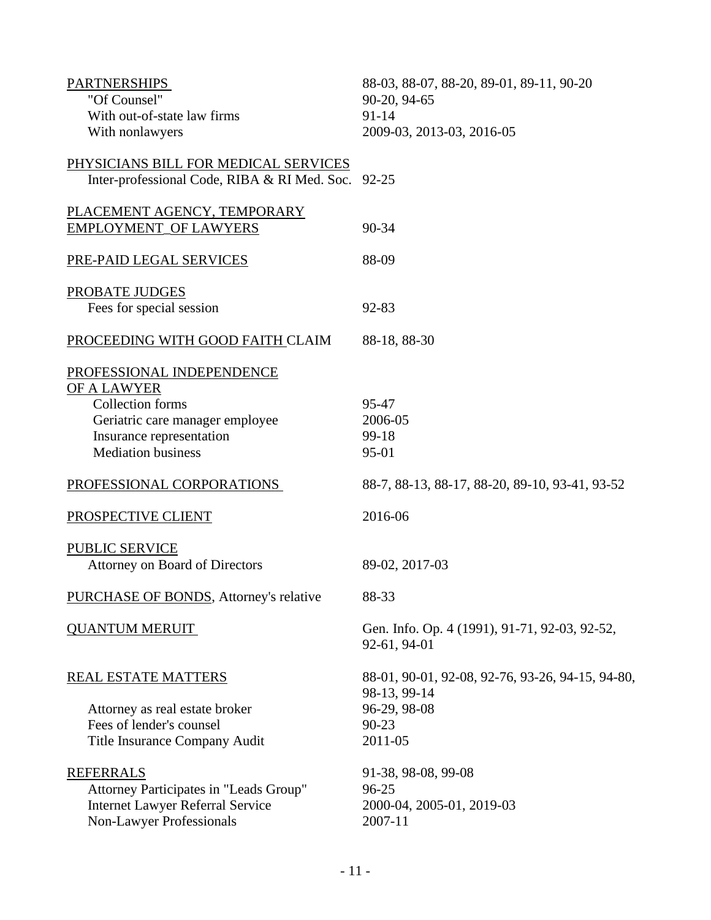| | |
|---|---|
| PARTNERSHIPS | 88-03, 88-07, 88-20, 89-01, 89-11, 90-20 |
| "Of Counsel" | 90-20, 94-65 |
| With out-of-state law firms | 91-14 |
| With nonlawyers | 2009-03, 2013-03, 2016-05 |
| | |
| PHYSICIANS BILL FOR MEDICAL SERVICES | |
| Inter-professional Code, RIBA & RI Med. Soc. | 92-25 |
| | |
| PLACEMENT AGENCY, TEMPORARY EMPLOYMENT OF LAWYERS | 90-34 |
| | |
| PRE-PAID LEGAL SERVICES | 88-09 |
| | |
| PROBATE JUDGES | |
| Fees for special session | 92-83 |
| | |
| PROCEEDING WITH GOOD FAITH CLAIM | 88-18, 88-30 |
| | |
| PROFESSIONAL INDEPENDENCE OF A LAWYER | |
| Collection forms | 95-47 |
| Geriatric care manager employee | 2006-05 |
| Insurance representation | 99-18 |
| Mediation business | 95-01 |
| | |
| PROFESSIONAL CORPORATIONS | 88-7, 88-13, 88-17, 88-20, 89-10, 93-41, 93-52 |
| | |
| PROSPECTIVE CLIENT | 2016-06 |
| | |
| PUBLIC SERVICE | |
| Attorney on Board of Directors | 89-02, 2017-03 |
| | |
| PURCHASE OF BONDS, Attorney's relative | 88-33 |
| | |
| QUANTUM MERUIT | Gen. Info. Op. 4 (1991), 91-71, 92-03, 92-52, 92-61, 94-01 |
| | |
| REAL ESTATE MATTERS | 88-01, 90-01, 92-08, 92-76, 93-26, 94-15, 94-80, 98-13, 99-14 |
| Attorney as real estate broker | 96-29, 98-08 |
| Fees of lender's counsel | 90-23 |
| Title Insurance Company Audit | 2011-05 |
| | |
| REFERRALS | 91-38, 98-08, 99-08 |
| Attorney Participates in "Leads Group" | 96-25 |
| Internet Lawyer Referral Service | 2000-04, 2005-01, 2019-03 |
| Non-Lawyer Professionals | 2007-11 |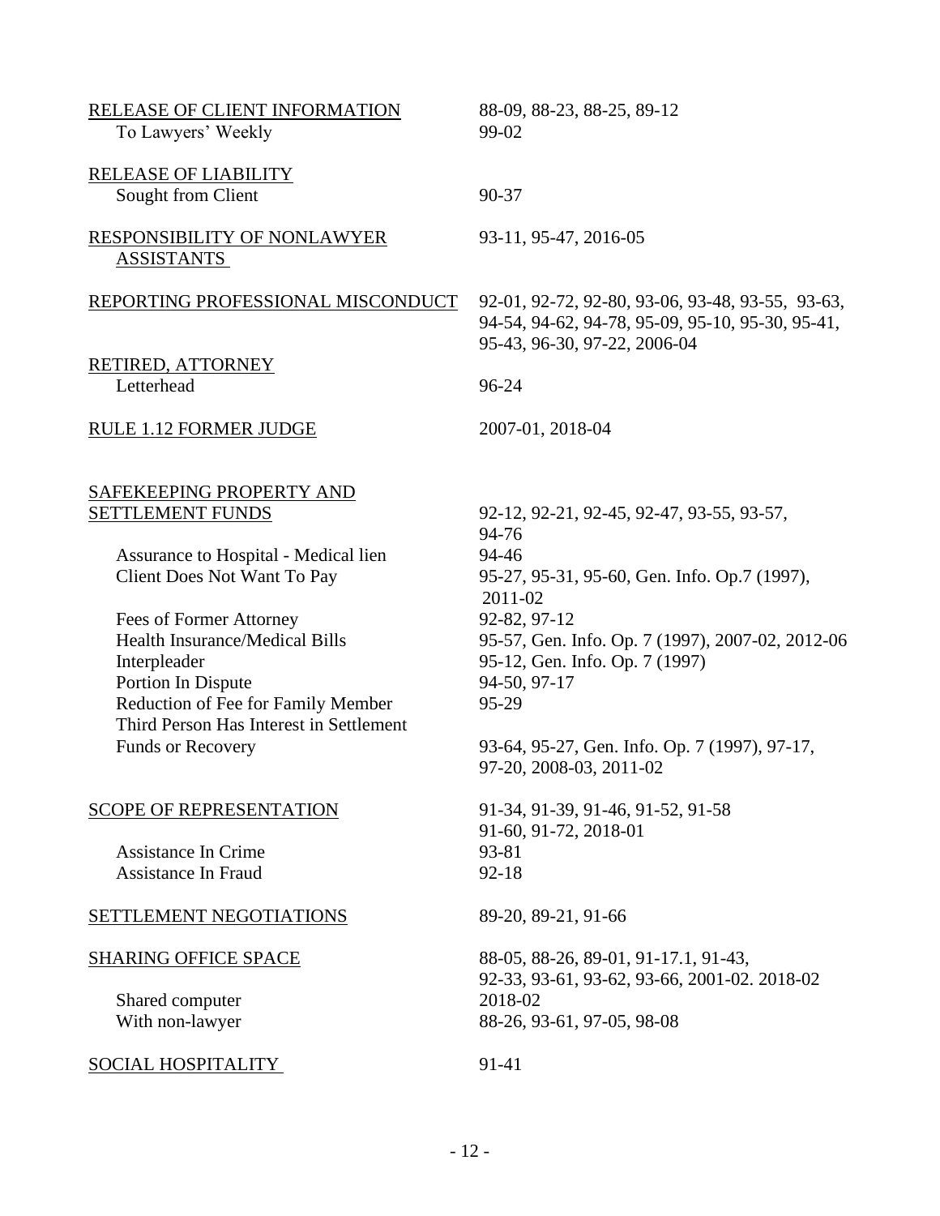| | |
|---|---|
| <u>RELEASE OF CLIENT INFORMATION</u> | 88-09, 88-23, 88-25, 89-12 |
| To Lawyers' Weekly | 99-02 |
| <u>RELEASE OF LIABILITY</u> | |
| Sought from Client | 90-37 |
| <u>RESPONSIBILITY OF NONLAWYER ASSISTANTS</u> | 93-11, 95-47, 2016-05 |
| <u>REPORTING PROFESSIONAL MISCONDUCT</u> | 92-01, 92-72, 92-80, 93-06, 93-48, 93-55, 93-63, 94-54, 94-62, 94-78, 95-09, 95-10, 95-30, 95-41, 95-43, 96-30, 97-22, 2006-04 |
| <u>RETIRED, ATTORNEY</u> | |
| Letterhead | 96-24 |
| <u>RULE 1.12 FORMER JUDGE</u> | 2007-01, 2018-04 |
| <u>SAFEKEEPING PROPERTY AND SETTLEMENT FUNDS</u> | 92-12, 92-21, 92-45, 92-47, 93-55, 93-57, 94-76 |
| Assurance to Hospital - Medical lien | 94-46 |
| Client Does Not Want To Pay | 95-27, 95-31, 95-60, Gen. Info. Op.7 (1997), 2011-02 |
| Fees of Former Attorney | 92-82, 97-12 |
| Health Insurance/Medical Bills | 95-57, Gen. Info. Op. 7 (1997), 2007-02, 2012-06 |
| Interpleader | 95-12, Gen. Info. Op. 7 (1997) |
| Portion In Dispute | 94-50, 97-17 |
| Reduction of Fee for Family Member | 95-29 |
| Third Person Has Interest in Settlement Funds or Recovery | 93-64, 95-27, Gen. Info. Op. 7 (1997), 97-17, 97-20, 2008-03, 2011-02 |
| <u>SCOPE OF REPRESENTATION</u> | 91-34, 91-39, 91-46, 91-52, 91-58 91-60, 91-72, 2018-01 |
| Assistance In Crime | 93-81 |
| Assistance In Fraud | 92-18 |
| <u>SETTLEMENT NEGOTIATIONS</u> | 89-20, 89-21, 91-66 |
| <u>SHARING OFFICE SPACE</u> | 88-05, 88-26, 89-01, 91-17.1, 91-43, 92-33, 93-61, 93-62, 93-66, 2001-02. 2018-02 |
| Shared computer | 2018-02 |
| With non-lawyer | 88-26, 93-61, 97-05, 98-08 |
| <u>SOCIAL HOSPITALITY</u> | 91-41 |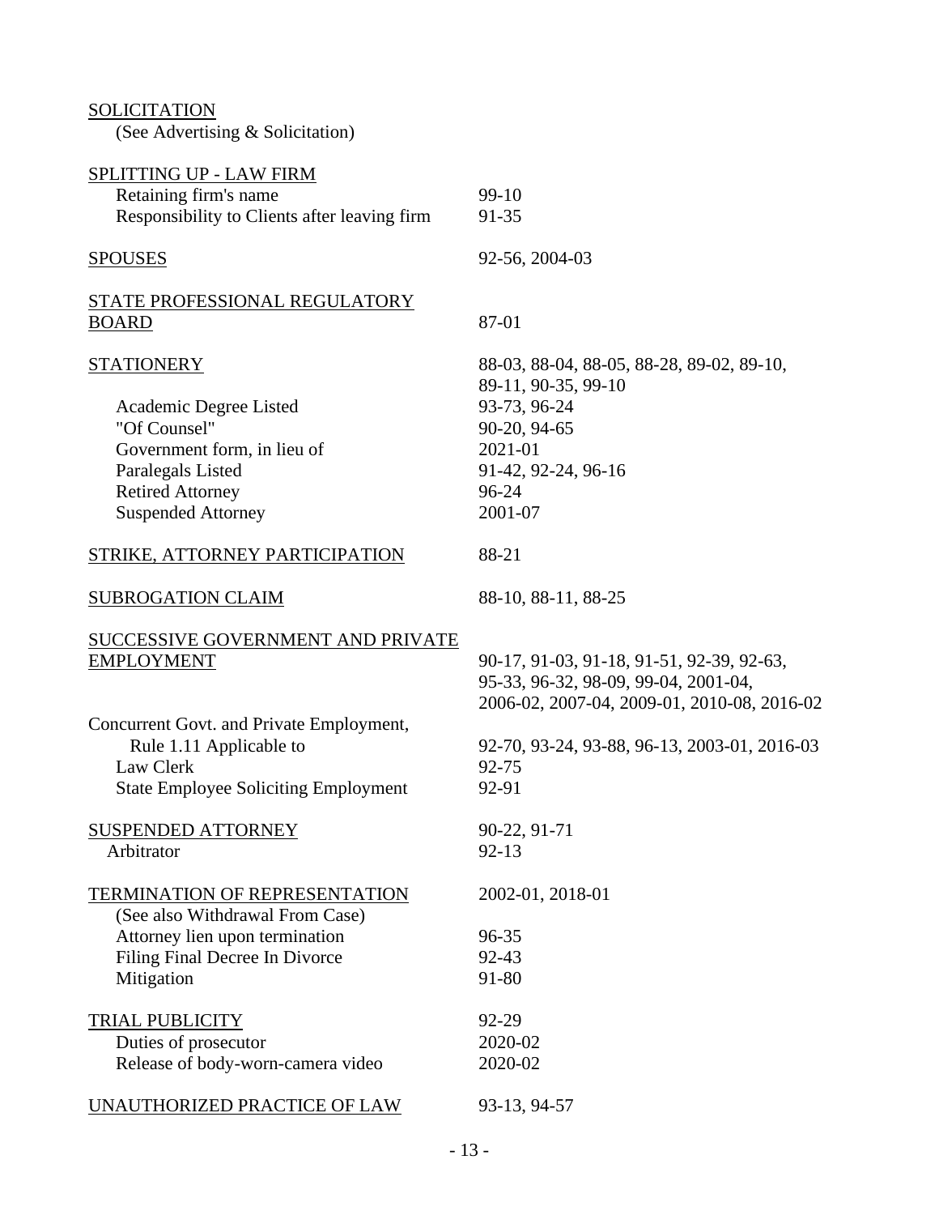| | |
|---|---|
| SOLICITATION | |
| (See Advertising & Solicitation) | |
| | |
| SPLITTING UP - LAW FIRM | |
| Retaining firm's name | 99-10 |
| Responsibility to Clients after leaving firm | 91-35 |
| | |
| SPOUSES | 92-56, 2004-03 |
| | |
| STATE PROFESSIONAL REGULATORY BOARD | 87-01 |
| | |
| STATIONERY | 88-03, 88-04, 88-05, 88-28, 89-02, 89-10, 89-11, 90-35, 99-10 |
| Academic Degree Listed | 93-73, 96-24 |
| "Of Counsel" | 90-20, 94-65 |
| Government form, in lieu of | 2021-01 |
| Paralegals Listed | 91-42, 92-24, 96-16 |
| Retired Attorney | 96-24 |
| Suspended Attorney | 2001-07 |
| | |
| STRIKE, ATTORNEY PARTICIPATION | 88-21 |
| | |
| SUBROGATION CLAIM | 88-10, 88-11, 88-25 |
| | |
| SUCCESSIVE GOVERNMENT AND PRIVATE EMPLOYMENT | 90-17, 91-03, 91-18, 91-51, 92-39, 92-63, 95-33, 96-32, 98-09, 99-04, 2001-04, 2006-02, 2007-04, 2009-01, 2010-08, 2016-02 |
| Concurrent Govt. and Private Employment, Rule 1.11 Applicable to | 92-70, 93-24, 93-88, 96-13, 2003-01, 2016-03 |
| Law Clerk | 92-75 |
| State Employee Soliciting Employment | 92-91 |
| | |
| SUSPENDED ATTORNEY | 90-22, 91-71 |
| Arbitrator | 92-13 |
| | |
| TERMINATION OF REPRESENTATION | 2002-01, 2018-01 |
| (See also Withdrawal From Case) | |
| Attorney lien upon termination | 96-35 |
| Filing Final Decree In Divorce | 92-43 |
| Mitigation | 91-80 |
| | |
| TRIAL PUBLICITY | 92-29 |
| Duties of prosecutor | 2020-02 |
| Release of body-worn-camera video | 2020-02 |
| | |
| UNAUTHORIZED PRACTICE OF LAW | 93-13, 94-57 |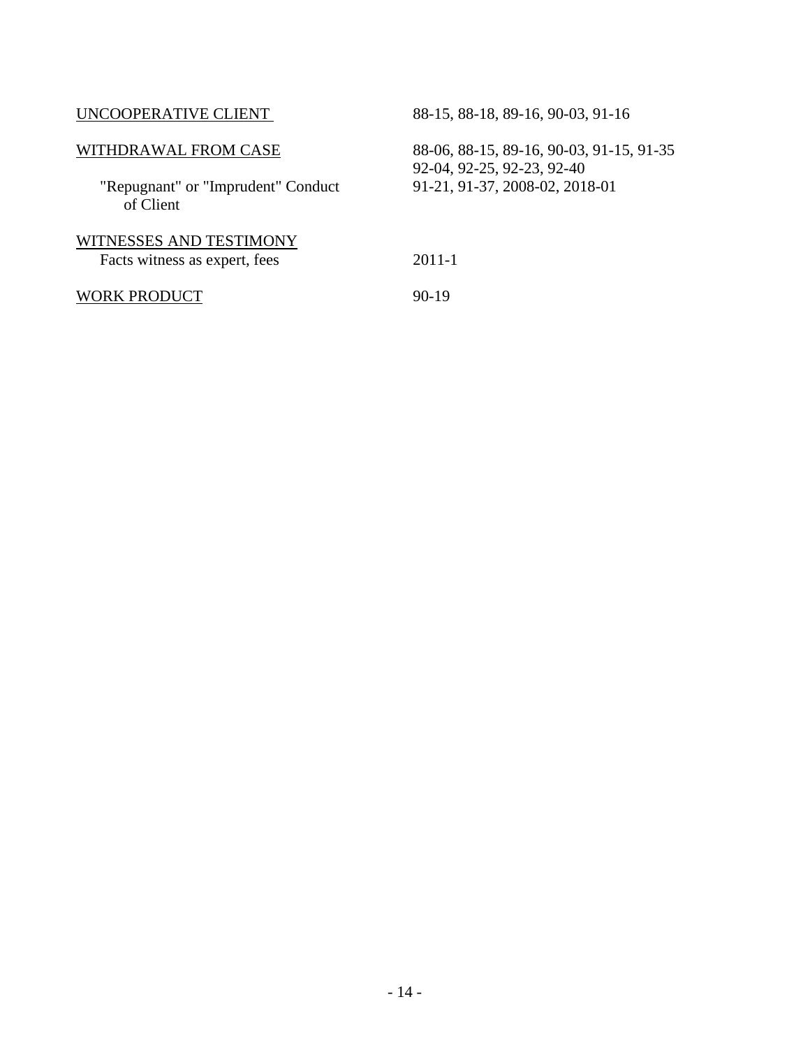| | |
|---|---|
| <u>UNCOOPERATIVE CLIENT</u> | 88-15, 88-18, 89-16, 90-03, 91-16 |
| <u>WITHDRAWAL FROM CASE</u> | 88-06, 88-15, 89-16, 90-03, 91-15, 91-35 92-04, 92-25, 92-23, 92-40 |
| "Repugnant" or "Imprudent" Conduct of Client | 91-21, 91-37, 2008-02, 2018-01 |
| <u>WITNESSES AND TESTIMONY</u> | |
| Facts witness as expert, fees | 2011-1 |
| <u>WORK PRODUCT</u> | 90-19 |